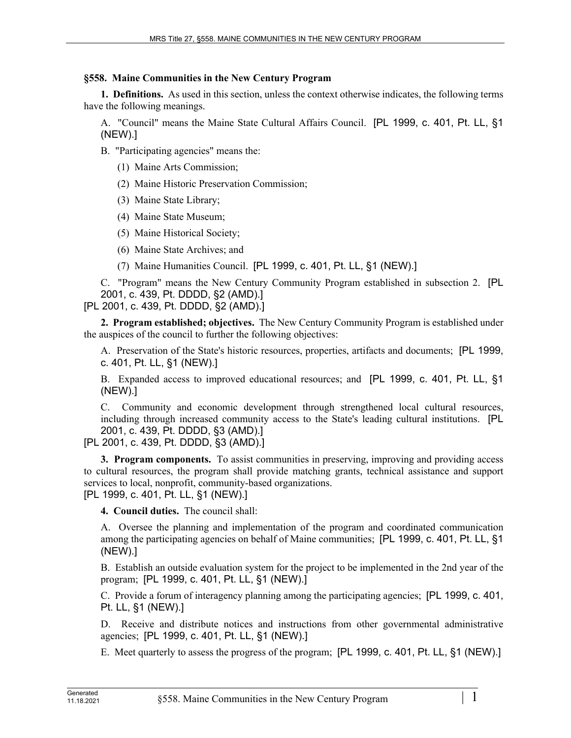**§558. Maine Communities in the New Century Program**

**1. Definitions.** As used in this section, unless the context otherwise indicates, the following terms have the following meanings.

A. "Council" means the Maine State Cultural Affairs Council. [PL 1999, c. 401, Pt. LL, §1 (NEW).]

B. "Participating agencies" means the:

(1) Maine Arts Commission;

(2) Maine Historic Preservation Commission;

(3) Maine State Library;

(4) Maine State Museum;

(5) Maine Historical Society;

(6) Maine State Archives; and

(7) Maine Humanities Council. [PL 1999, c. 401, Pt. LL, §1 (NEW).]

C. "Program" means the New Century Community Program established in subsection 2. [PL 2001, c. 439, Pt. DDDD, §2 (AMD).]

[PL 2001, c. 439, Pt. DDDD, §2 (AMD).]

**2. Program established; objectives.** The New Century Community Program is established under the auspices of the council to further the following objectives:

A. Preservation of the State's historic resources, properties, artifacts and documents; [PL 1999, c. 401, Pt. LL, §1 (NEW).]

B. Expanded access to improved educational resources; and [PL 1999, c. 401, Pt. LL, §1 (NEW).]

C. Community and economic development through strengthened local cultural resources, including through increased community access to the State's leading cultural institutions. [PL 2001, c. 439, Pt. DDDD, §3 (AMD).]

[PL 2001, c. 439, Pt. DDDD, §3 (AMD).]

**3. Program components.** To assist communities in preserving, improving and providing access to cultural resources, the program shall provide matching grants, technical assistance and support services to local, nonprofit, community-based organizations.

[PL 1999, c. 401, Pt. LL, §1 (NEW).]

**4. Council duties.** The council shall:

A. Oversee the planning and implementation of the program and coordinated communication among the participating agencies on behalf of Maine communities; [PL 1999, c. 401, Pt. LL, §1 (NEW).]

B. Establish an outside evaluation system for the project to be implemented in the 2nd year of the program; [PL 1999, c. 401, Pt. LL, §1 (NEW).]

C. Provide a forum of interagency planning among the participating agencies; [PL 1999, c. 401, Pt. LL, §1 (NEW).]

D. Receive and distribute notices and instructions from other governmental administrative agencies; [PL 1999, c. 401, Pt. LL, §1 (NEW).]

E. Meet quarterly to assess the progress of the program; [PL 1999, c. 401, Pt. LL, §1 (NEW).]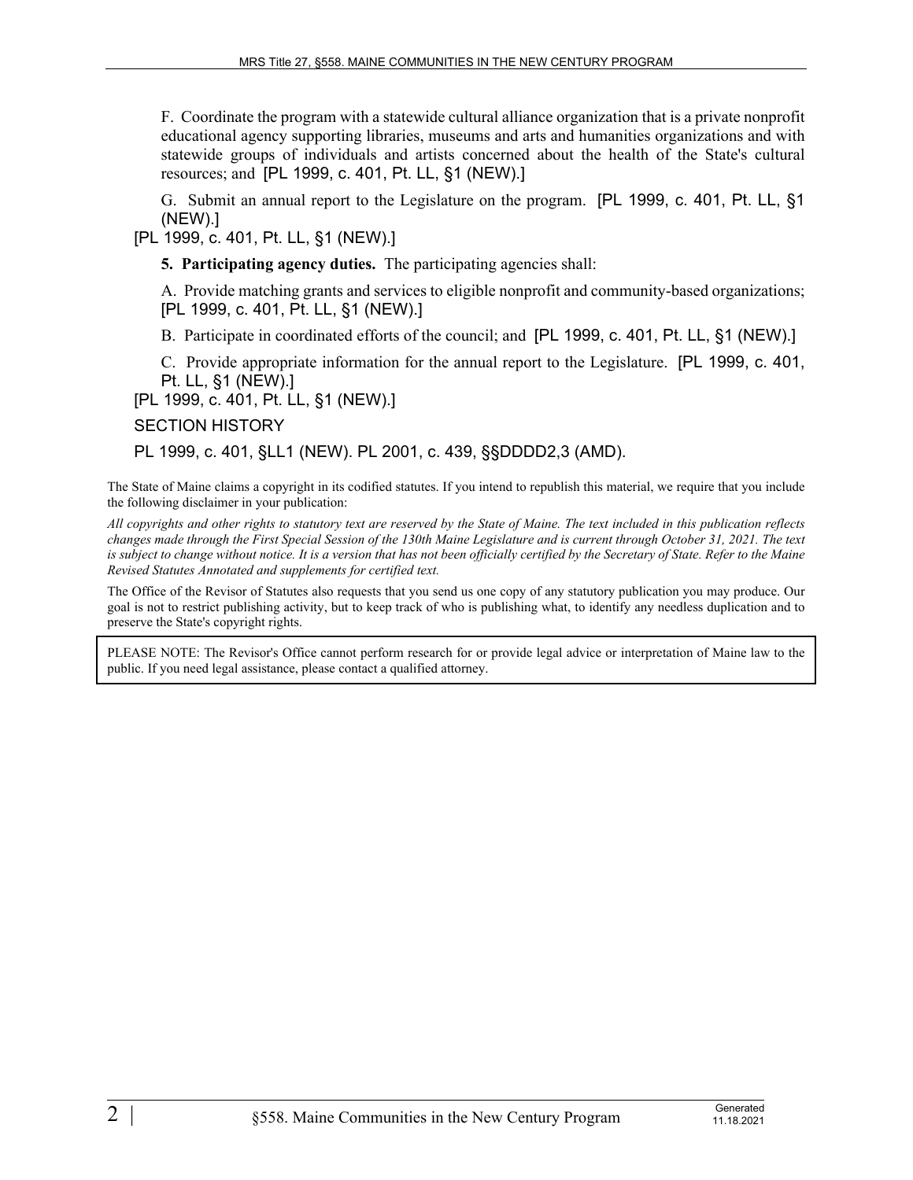F. Coordinate the program with a statewide cultural alliance organization that is a private nonprofit educational agency supporting libraries, museums and arts and humanities organizations and with statewide groups of individuals and artists concerned about the health of the State's cultural resources; and [PL 1999, c. 401, Pt. LL, §1 (NEW).]

G. Submit an annual report to the Legislature on the program. [PL 1999, c. 401, Pt. LL, §1 (NEW).]

[PL 1999, c. 401, Pt. LL, §1 (NEW).]

**5. Participating agency duties.** The participating agencies shall:

A. Provide matching grants and services to eligible nonprofit and community-based organizations; [PL 1999, c. 401, Pt. LL, §1 (NEW).]

B. Participate in coordinated efforts of the council; and [PL 1999, c. 401, Pt. LL, §1 (NEW).]

C. Provide appropriate information for the annual report to the Legislature. [PL 1999, c. 401, Pt. LL, §1 (NEW).]

[PL 1999, c. 401, Pt. LL, §1 (NEW).]

SECTION HISTORY

PL 1999, c. 401, §LL1 (NEW). PL 2001, c. 439, §§DDDD2,3 (AMD).

The State of Maine claims a copyright in its codified statutes. If you intend to republish this material, we require that you include the following disclaimer in your publication:

*All copyrights and other rights to statutory text are reserved by the State of Maine. The text included in this publication reflects changes made through the First Special Session of the 130th Maine Legislature and is current through October 31, 2021. The text is subject to change without notice. It is a version that has not been officially certified by the Secretary of State. Refer to the Maine Revised Statutes Annotated and supplements for certified text.*

The Office of the Revisor of Statutes also requests that you send us one copy of any statutory publication you may produce. Our goal is not to restrict publishing activity, but to keep track of who is publishing what, to identify any needless duplication and to preserve the State's copyright rights.

PLEASE NOTE: The Revisor's Office cannot perform research for or provide legal advice or interpretation of Maine law to the public. If you need legal assistance, please contact a qualified attorney.